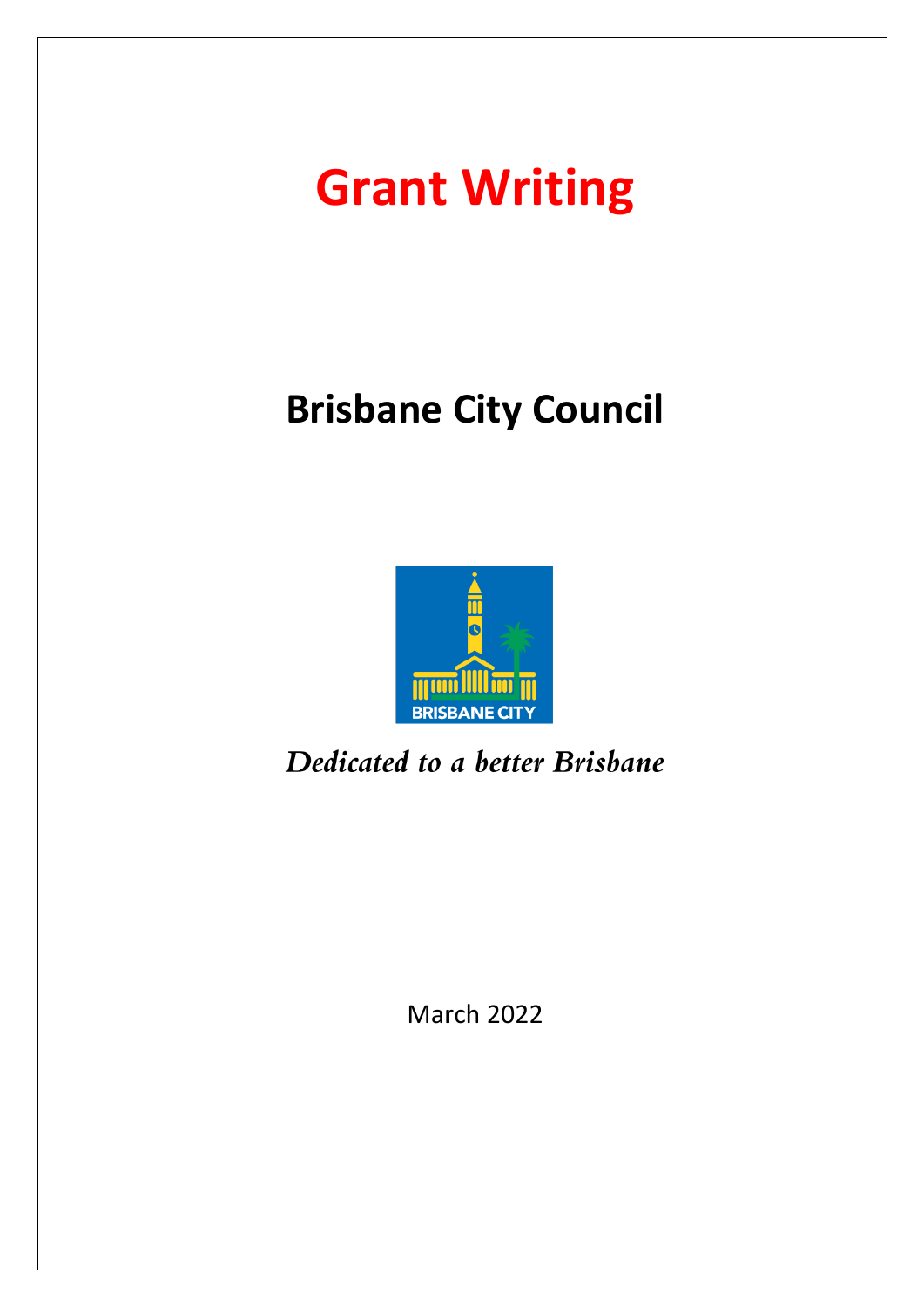# Grant Writing

## Brisbane City Council

BRISBANE CITY

*Dedicated to a better Brisbane*

March 2022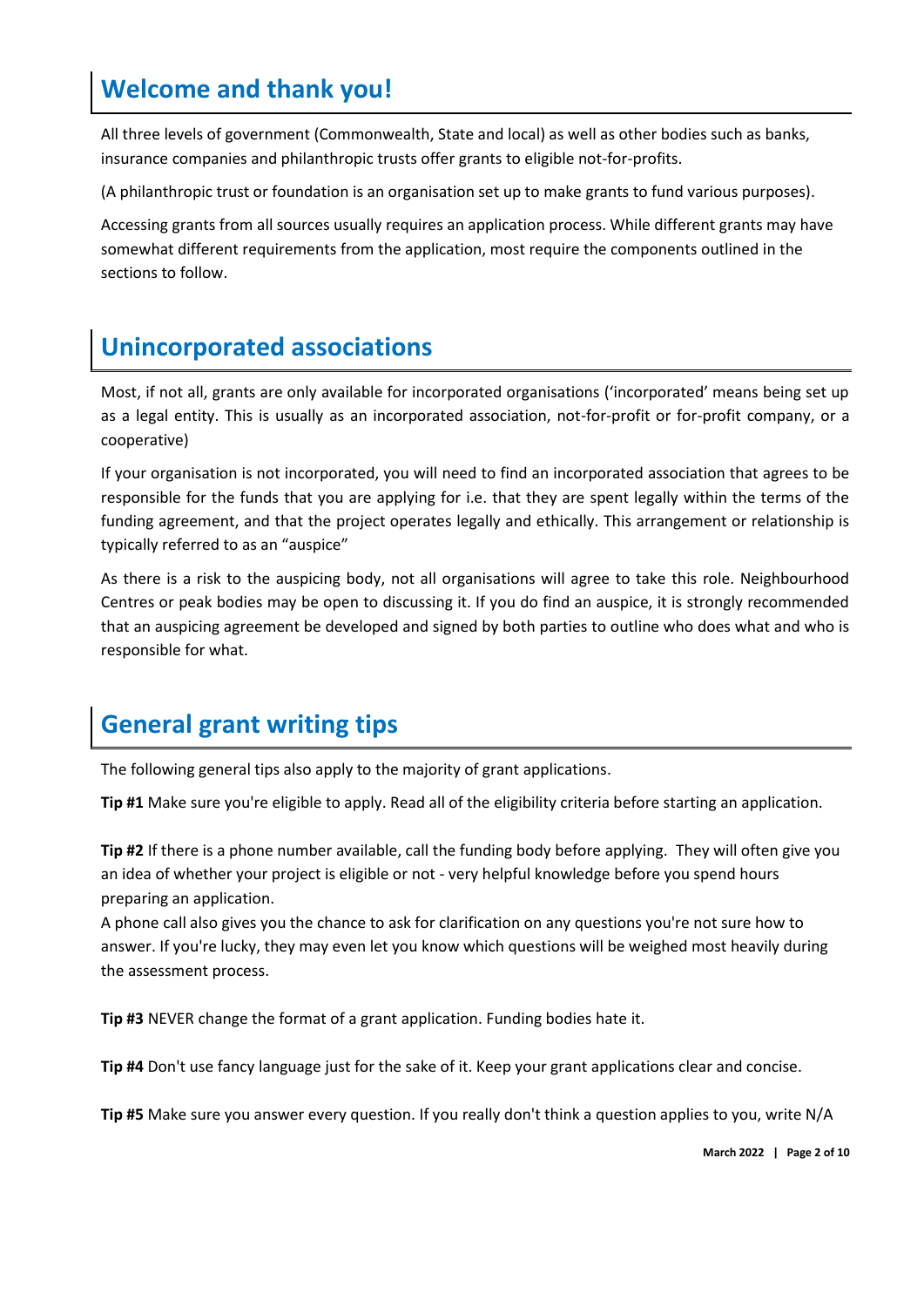## Welcome and thank you!

All three levels of government (Commonwealth, State and local) as well as other bodies such as banks, insurance companies and philanthropic trusts offer grants to eligible not-for-profits.

(A philanthropic trust or foundation is an organisation set up to make grants to fund various purposes).

Accessing grants from all sources usually requires an application process. While different grants may have somewhat different requirements from the application, most require the components outlined in the sections to follow.

## Unincorporated associations

Most, if not all, grants are only available for incorporated organisations ('incorporated' means being set up as a legal entity. This is usually as an incorporated association, not-for-profit or for-profit company, or a cooperative)

If your organisation is not incorporated, you will need to find an incorporated association that agrees to be responsible for the funds that you are applying for i.e. that they are spent legally within the terms of the funding agreement, and that the project operates legally and ethically. This arrangement or relationship is typically referred to as an "auspice"

As there is a risk to the auspicing body, not all organisations will agree to take this role. Neighbourhood Centres or peak bodies may be open to discussing it. If you do find an auspice, it is strongly recommended that an auspicing agreement be developed and signed by both parties to outline who does what and who is responsible for what.

## General grant writing tips

The following general tips also apply to the majority of grant applications.

**Tip #1** Make sure you're eligible to apply. Read all of the eligibility criteria before starting an application.

**Tip #2** If there is a phone number available, call the funding body before applying. They will often give you an idea of whether your project is eligible or not - very helpful knowledge before you spend hours preparing an application.
A phone call also gives you the chance to ask for clarification on any questions you're not sure how to answer. If you're lucky, they may even let you know which questions will be weighed most heavily during the assessment process.

**Tip #3** NEVER change the format of a grant application. Funding bodies hate it.

**Tip #4** Don't use fancy language just for the sake of it. Keep your grant applications clear and concise.

**Tip #5** Make sure you answer every question. If you really don't think a question applies to you, write N/A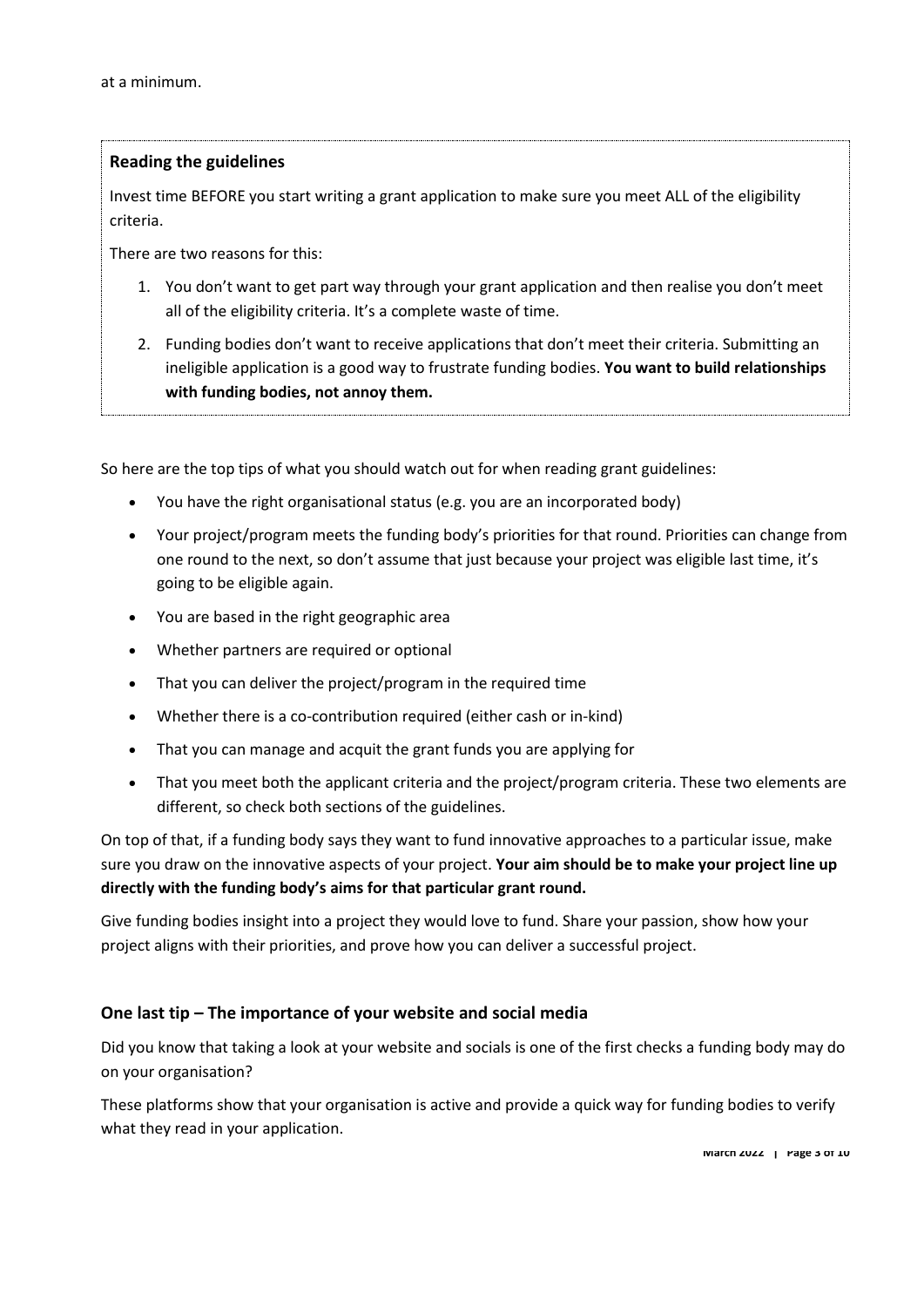at a minimum.

### Reading the guidelines

Invest time BEFORE you start writing a grant application to make sure you meet ALL of the eligibility criteria.

There are two reasons for this:

1. You don't want to get part way through your grant application and then realise you don't meet all of the eligibility criteria. It's a complete waste of time.
2. Funding bodies don't want to receive applications that don't meet their criteria. Submitting an ineligible application is a good way to frustrate funding bodies. **You want to build relationships with funding bodies, not annoy them.**

So here are the top tips of what you should watch out for when reading grant guidelines:

- You have the right organisational status (e.g. you are an incorporated body)
- Your project/program meets the funding body's priorities for that round. Priorities can change from one round to the next, so don't assume that just because your project was eligible last time, it's going to be eligible again.
- You are based in the right geographic area
- Whether partners are required or optional
- That you can deliver the project/program in the required time
- Whether there is a co-contribution required (either cash or in-kind)
- That you can manage and acquit the grant funds you are applying for
- That you meet both the applicant criteria and the project/program criteria. These two elements are different, so check both sections of the guidelines.

On top of that, if a funding body says they want to fund innovative approaches to a particular issue, make sure you draw on the innovative aspects of your project. **Your aim should be to make your project line up directly with the funding body's aims for that particular grant round.**

Give funding bodies insight into a project they would love to fund. Share your passion, show how your project aligns with their priorities, and prove how you can deliver a successful project.

## One last tip – The importance of your website and social media

Did you know that taking a look at your website and socials is one of the first checks a funding body may do on your organisation?

These platforms show that your organisation is active and provide a quick way for funding bodies to verify what they read in your application.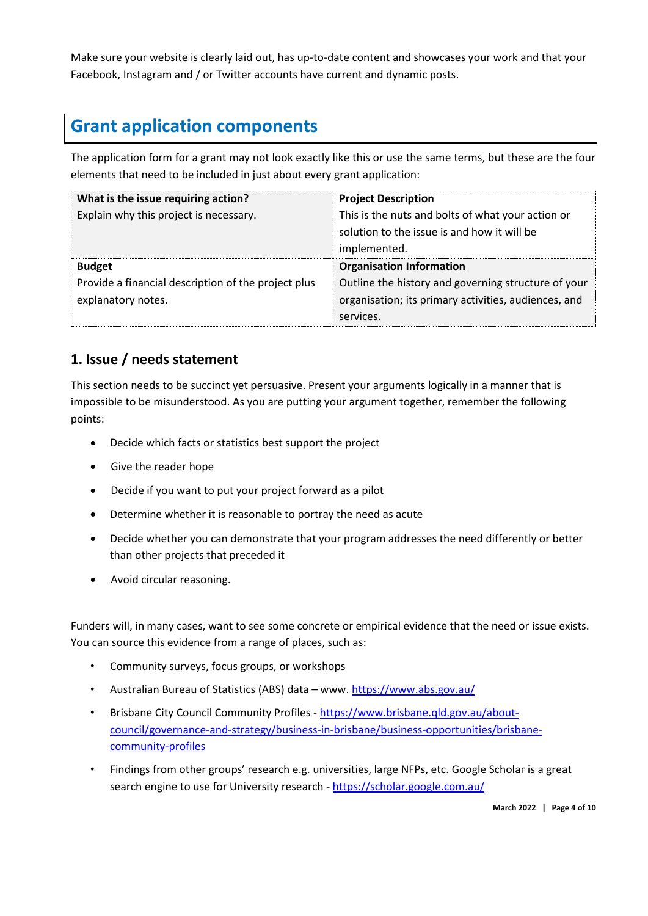Make sure your website is clearly laid out, has up-to-date content and showcases your work and that your Facebook, Instagram and / or Twitter accounts have current and dynamic posts.

## Grant application components

The application form for a grant may not look exactly like this or use the same terms, but these are the four elements that need to be included in just about every grant application:

| **What is the issue requiring action?**<br>Explain why this project is necessary. | **Project Description**<br>This is the nuts and bolts of what your action or solution to the issue is and how it will be implemented. |
|---|---|
| **Budget**<br>Provide a financial description of the project plus explanatory notes. | **Organisation Information**<br>Outline the history and governing structure of your organisation; its primary activities, audiences, and services. |

### 1. Issue / needs statement

This section needs to be succinct yet persuasive. Present your arguments logically in a manner that is impossible to be misunderstood. As you are putting your argument together, remember the following points:

- Decide which facts or statistics best support the project
- Give the reader hope
- Decide if you want to put your project forward as a pilot
- Determine whether it is reasonable to portray the need as acute
- Decide whether you can demonstrate that your program addresses the need differently or better than other projects that preceded it
- Avoid circular reasoning.

Funders will, in many cases, want to see some concrete or empirical evidence that the need or issue exists. You can source this evidence from a range of places, such as:

- Community surveys, focus groups, or workshops
- Australian Bureau of Statistics (ABS) data – www. https://www.abs.gov.au/
- Brisbane City Council Community Profiles - https://www.brisbane.qld.gov.au/about-council/governance-and-strategy/business-in-brisbane/business-opportunities/brisbane-community-profiles
- Findings from other groups' research e.g. universities, large NFPs, etc. Google Scholar is a great search engine to use for University research - https://scholar.google.com.au/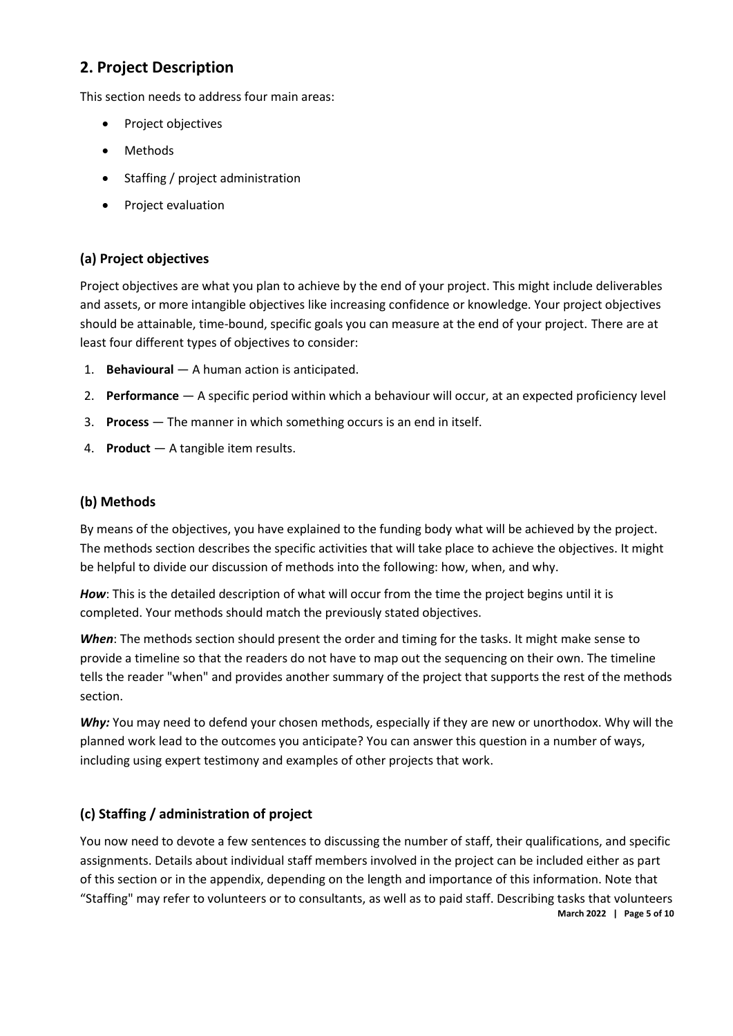## 2. Project Description

This section needs to address four main areas:

- Project objectives
- Methods
- Staffing / project administration
- Project evaluation

### (a) Project objectives

Project objectives are what you plan to achieve by the end of your project. This might include deliverables and assets, or more intangible objectives like increasing confidence or knowledge. Your project objectives should be attainable, time-bound, specific goals you can measure at the end of your project. There are at least four different types of objectives to consider:

1. **Behavioural** — A human action is anticipated.
2. **Performance** — A specific period within which a behaviour will occur, at an expected proficiency level
3. **Process** — The manner in which something occurs is an end in itself.
4. **Product** — A tangible item results.

### (b) Methods

By means of the objectives, you have explained to the funding body what will be achieved by the project. The methods section describes the specific activities that will take place to achieve the objectives. It might be helpful to divide our discussion of methods into the following: how, when, and why.

***How***: This is the detailed description of what will occur from the time the project begins until it is completed. Your methods should match the previously stated objectives.

***When***: The methods section should present the order and timing for the tasks. It might make sense to provide a timeline so that the readers do not have to map out the sequencing on their own. The timeline tells the reader "when" and provides another summary of the project that supports the rest of the methods section.

***Why:*** You may need to defend your chosen methods, especially if they are new or unorthodox. Why will the planned work lead to the outcomes you anticipate? You can answer this question in a number of ways, including using expert testimony and examples of other projects that work.

### (c) Staffing / administration of project

You now need to devote a few sentences to discussing the number of staff, their qualifications, and specific assignments. Details about individual staff members involved in the project can be included either as part of this section or in the appendix, depending on the length and importance of this information. Note that "Staffing" may refer to volunteers or to consultants, as well as to paid staff. Describing tasks that volunteers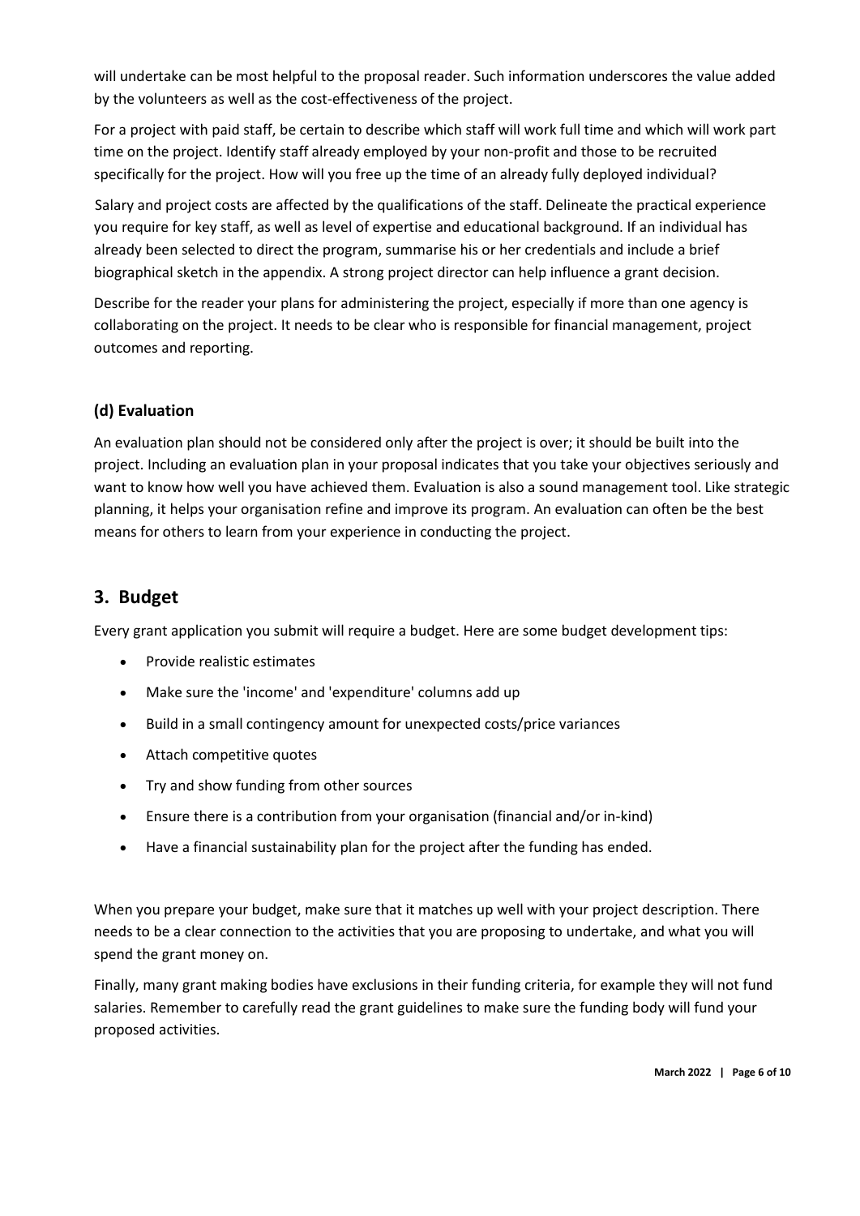will undertake can be most helpful to the proposal reader. Such information underscores the value added by the volunteers as well as the cost-effectiveness of the project.

For a project with paid staff, be certain to describe which staff will work full time and which will work part time on the project. Identify staff already employed by your non-profit and those to be recruited specifically for the project. How will you free up the time of an already fully deployed individual?

Salary and project costs are affected by the qualifications of the staff. Delineate the practical experience you require for key staff, as well as level of expertise and educational background. If an individual has already been selected to direct the program, summarise his or her credentials and include a brief biographical sketch in the appendix. A strong project director can help influence a grant decision.

Describe for the reader your plans for administering the project, especially if more than one agency is collaborating on the project. It needs to be clear who is responsible for financial management, project outcomes and reporting.

### (d) Evaluation

An evaluation plan should not be considered only after the project is over; it should be built into the project. Including an evaluation plan in your proposal indicates that you take your objectives seriously and want to know how well you have achieved them. Evaluation is also a sound management tool. Like strategic planning, it helps your organisation refine and improve its program. An evaluation can often be the best means for others to learn from your experience in conducting the project.

## 3. Budget

Every grant application you submit will require a budget. Here are some budget development tips:

- Provide realistic estimates
- Make sure the 'income' and 'expenditure' columns add up
- Build in a small contingency amount for unexpected costs/price variances
- Attach competitive quotes
- Try and show funding from other sources
- Ensure there is a contribution from your organisation (financial and/or in-kind)
- Have a financial sustainability plan for the project after the funding has ended.

When you prepare your budget, make sure that it matches up well with your project description. There needs to be a clear connection to the activities that you are proposing to undertake, and what you will spend the grant money on.

Finally, many grant making bodies have exclusions in their funding criteria, for example they will not fund salaries. Remember to carefully read the grant guidelines to make sure the funding body will fund your proposed activities.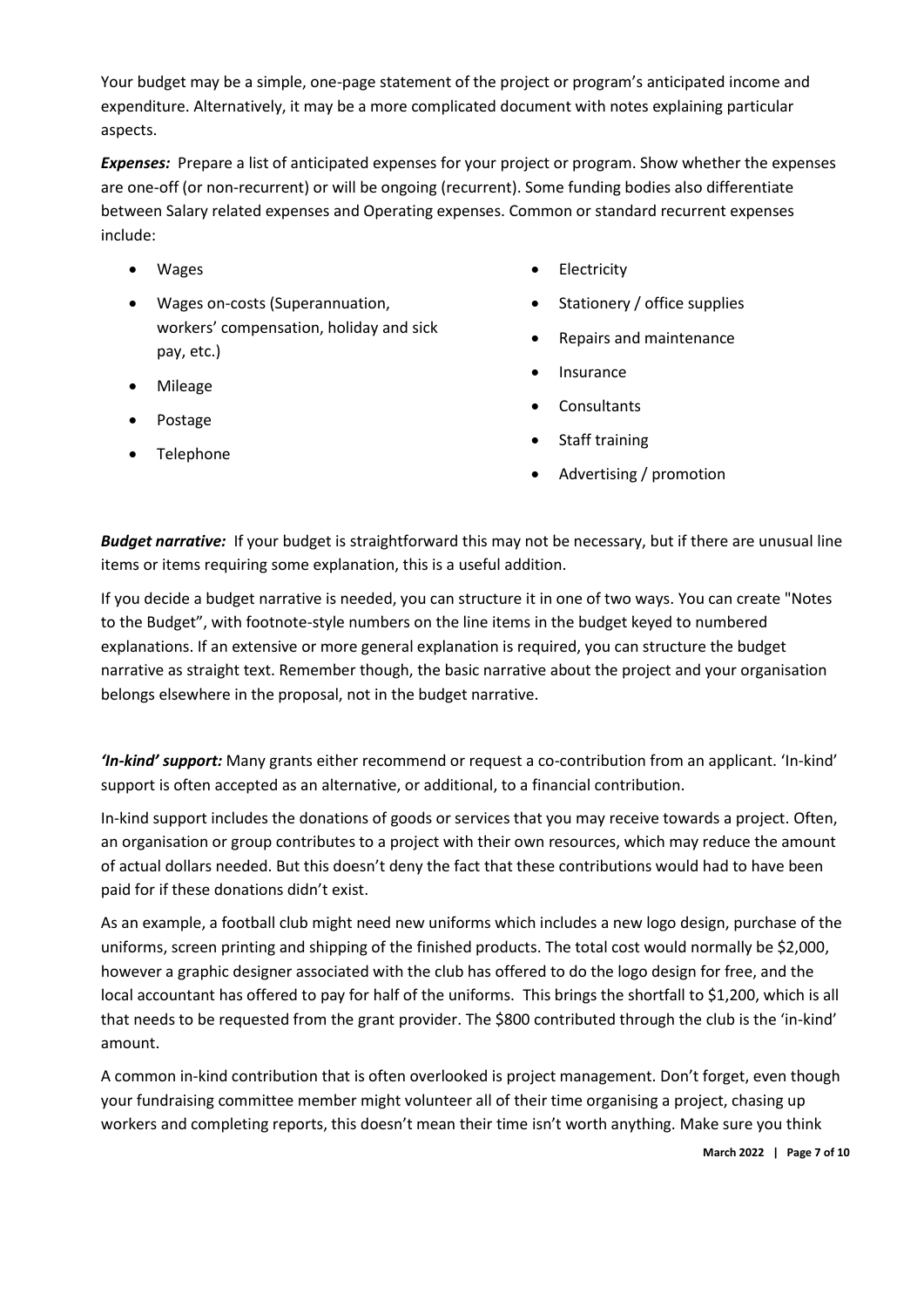Your budget may be a simple, one-page statement of the project or program's anticipated income and expenditure. Alternatively, it may be a more complicated document with notes explaining particular aspects.

***Expenses:*** Prepare a list of anticipated expenses for your project or program. Show whether the expenses are one-off (or non-recurrent) or will be ongoing (recurrent). Some funding bodies also differentiate between Salary related expenses and Operating expenses. Common or standard recurrent expenses include:

- Wages
- Wages on-costs (Superannuation, workers' compensation, holiday and sick pay, etc.)
- Mileage
- Postage
- Telephone
- Electricity
- Stationery / office supplies
- Repairs and maintenance
- Insurance
- Consultants
- Staff training
- Advertising / promotion

***Budget narrative:*** If your budget is straightforward this may not be necessary, but if there are unusual line items or items requiring some explanation, this is a useful addition.

If you decide a budget narrative is needed, you can structure it in one of two ways. You can create "Notes to the Budget", with footnote-style numbers on the line items in the budget keyed to numbered explanations. If an extensive or more general explanation is required, you can structure the budget narrative as straight text. Remember though, the basic narrative about the project and your organisation belongs elsewhere in the proposal, not in the budget narrative.

***'In-kind' support:*** Many grants either recommend or request a co-contribution from an applicant. 'In-kind' support is often accepted as an alternative, or additional, to a financial contribution.

In-kind support includes the donations of goods or services that you may receive towards a project. Often, an organisation or group contributes to a project with their own resources, which may reduce the amount of actual dollars needed. But this doesn't deny the fact that these contributions would had to have been paid for if these donations didn't exist.

As an example, a football club might need new uniforms which includes a new logo design, purchase of the uniforms, screen printing and shipping of the finished products. The total cost would normally be $2,000, however a graphic designer associated with the club has offered to do the logo design for free, and the local accountant has offered to pay for half of the uniforms. This brings the shortfall to $1,200, which is all that needs to be requested from the grant provider. The $800 contributed through the club is the 'in-kind' amount.

A common in-kind contribution that is often overlooked is project management. Don't forget, even though your fundraising committee member might volunteer all of their time organising a project, chasing up workers and completing reports, this doesn't mean their time isn't worth anything. Make sure you think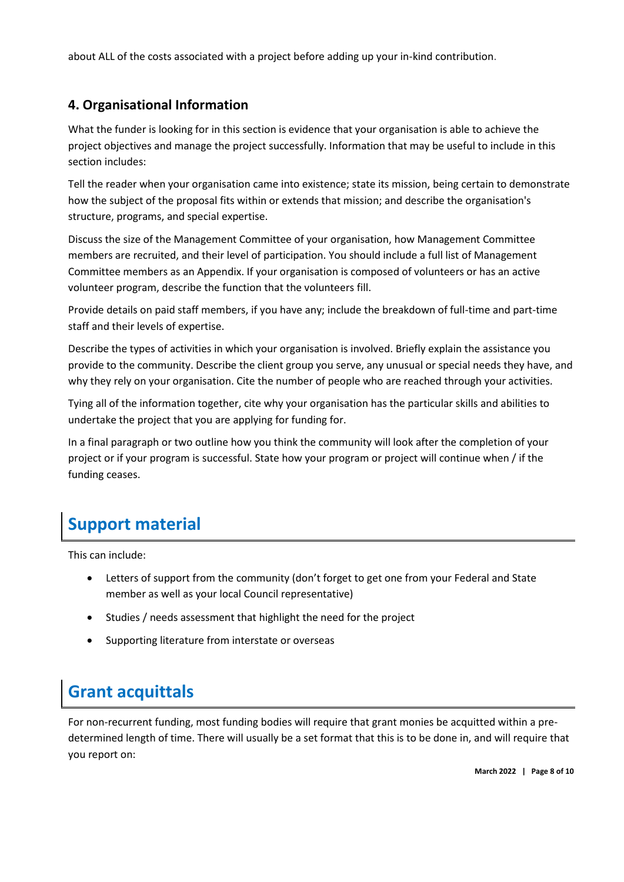about ALL of the costs associated with a project before adding up your in-kind contribution.

### 4. Organisational Information

What the funder is looking for in this section is evidence that your organisation is able to achieve the project objectives and manage the project successfully. Information that may be useful to include in this section includes:

Tell the reader when your organisation came into existence; state its mission, being certain to demonstrate how the subject of the proposal fits within or extends that mission; and describe the organisation's structure, programs, and special expertise.

Discuss the size of the Management Committee of your organisation, how Management Committee members are recruited, and their level of participation. You should include a full list of Management Committee members as an Appendix. If your organisation is composed of volunteers or has an active volunteer program, describe the function that the volunteers fill.

Provide details on paid staff members, if you have any; include the breakdown of full-time and part-time staff and their levels of expertise.

Describe the types of activities in which your organisation is involved. Briefly explain the assistance you provide to the community. Describe the client group you serve, any unusual or special needs they have, and why they rely on your organisation. Cite the number of people who are reached through your activities.

Tying all of the information together, cite why your organisation has the particular skills and abilities to undertake the project that you are applying for funding for.

In a final paragraph or two outline how you think the community will look after the completion of your project or if your program is successful. State how your program or project will continue when / if the funding ceases.

## Support material

This can include:

- Letters of support from the community (don't forget to get one from your Federal and State member as well as your local Council representative)
- Studies / needs assessment that highlight the need for the project
- Supporting literature from interstate or overseas

## Grant acquittals

For non-recurrent funding, most funding bodies will require that grant monies be acquitted within a pre-determined length of time. There will usually be a set format that this is to be done in, and will require that you report on: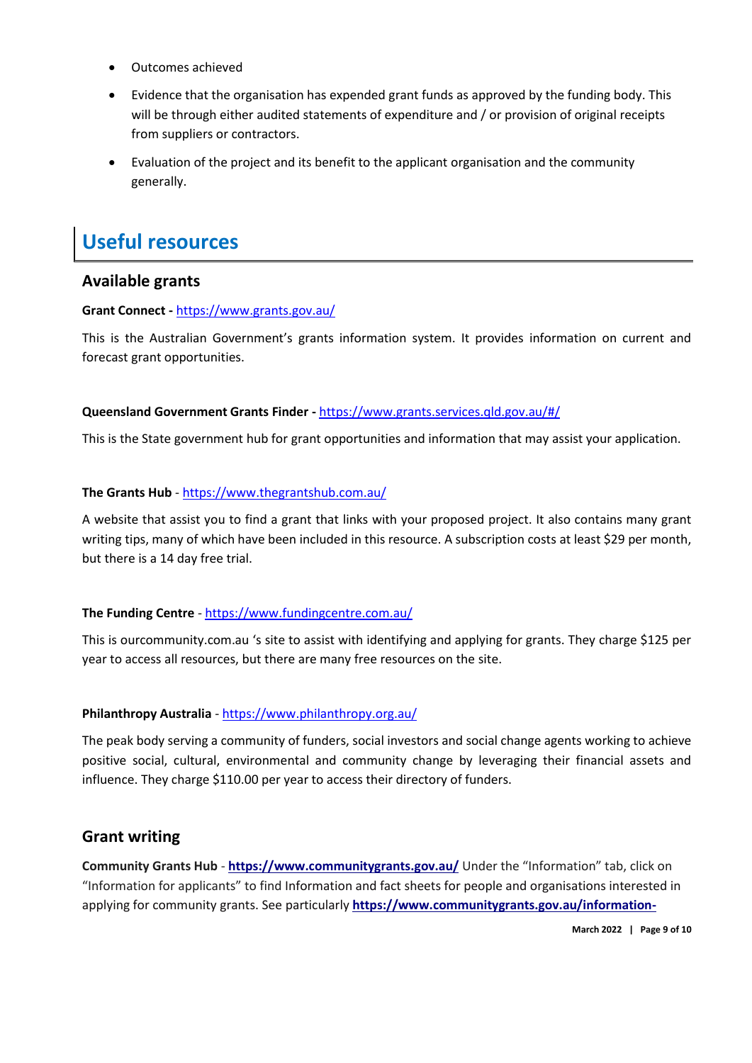- Outcomes achieved
- Evidence that the organisation has expended grant funds as approved by the funding body. This will be through either audited statements of expenditure and / or provision of original receipts from suppliers or contractors.
- Evaluation of the project and its benefit to the applicant organisation and the community generally.

# Useful resources

## Available grants

**Grant Connect -** https://www.grants.gov.au/

This is the Australian Government's grants information system. It provides information on current and forecast grant opportunities.

**Queensland Government Grants Finder -** https://www.grants.services.qld.gov.au/#/

This is the State government hub for grant opportunities and information that may assist your application.

**The Grants Hub** - https://www.thegrantshub.com.au/

A website that assist you to find a grant that links with your proposed project. It also contains many grant writing tips, many of which have been included in this resource. A subscription costs at least $29 per month, but there is a 14 day free trial.

**The Funding Centre** - https://www.fundingcentre.com.au/

This is ourcommunity.com.au 's site to assist with identifying and applying for grants. They charge $125 per year to access all resources, but there are many free resources on the site.

**Philanthropy Australia** - https://www.philanthropy.org.au/

The peak body serving a community of funders, social investors and social change agents working to achieve positive social, cultural, environmental and community change by leveraging their financial assets and influence. They charge $110.00 per year to access their directory of funders.

## Grant writing

**Community Grants Hub** - **https://www.communitygrants.gov.au/** Under the "Information" tab, click on "Information for applicants" to find Information and fact sheets for people and organisations interested in applying for community grants. See particularly **https://www.communitygrants.gov.au/information-**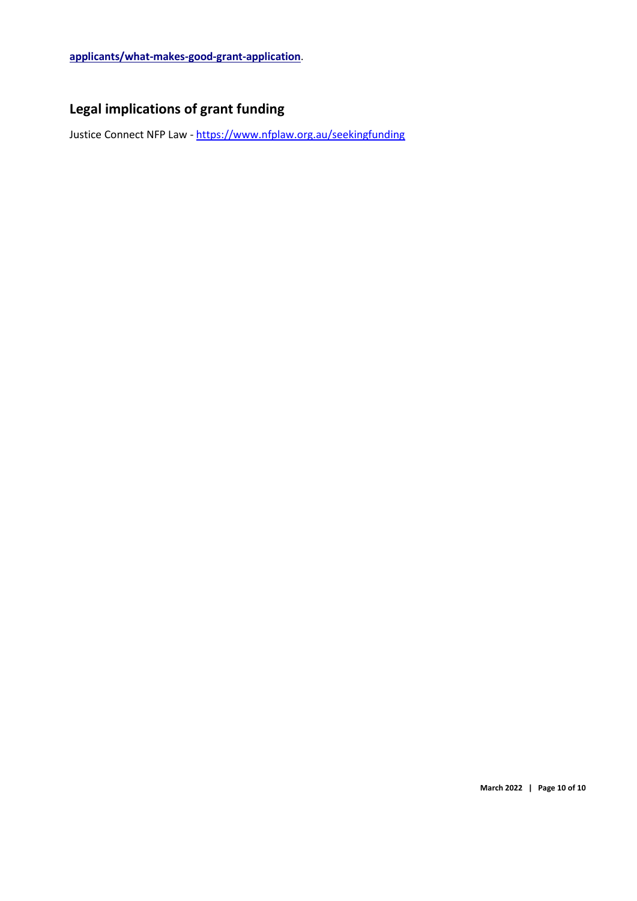**applicants/what-makes-good-grant-application**.

## Legal implications of grant funding

Justice Connect NFP Law - https://www.nfplaw.org.au/seekingfunding